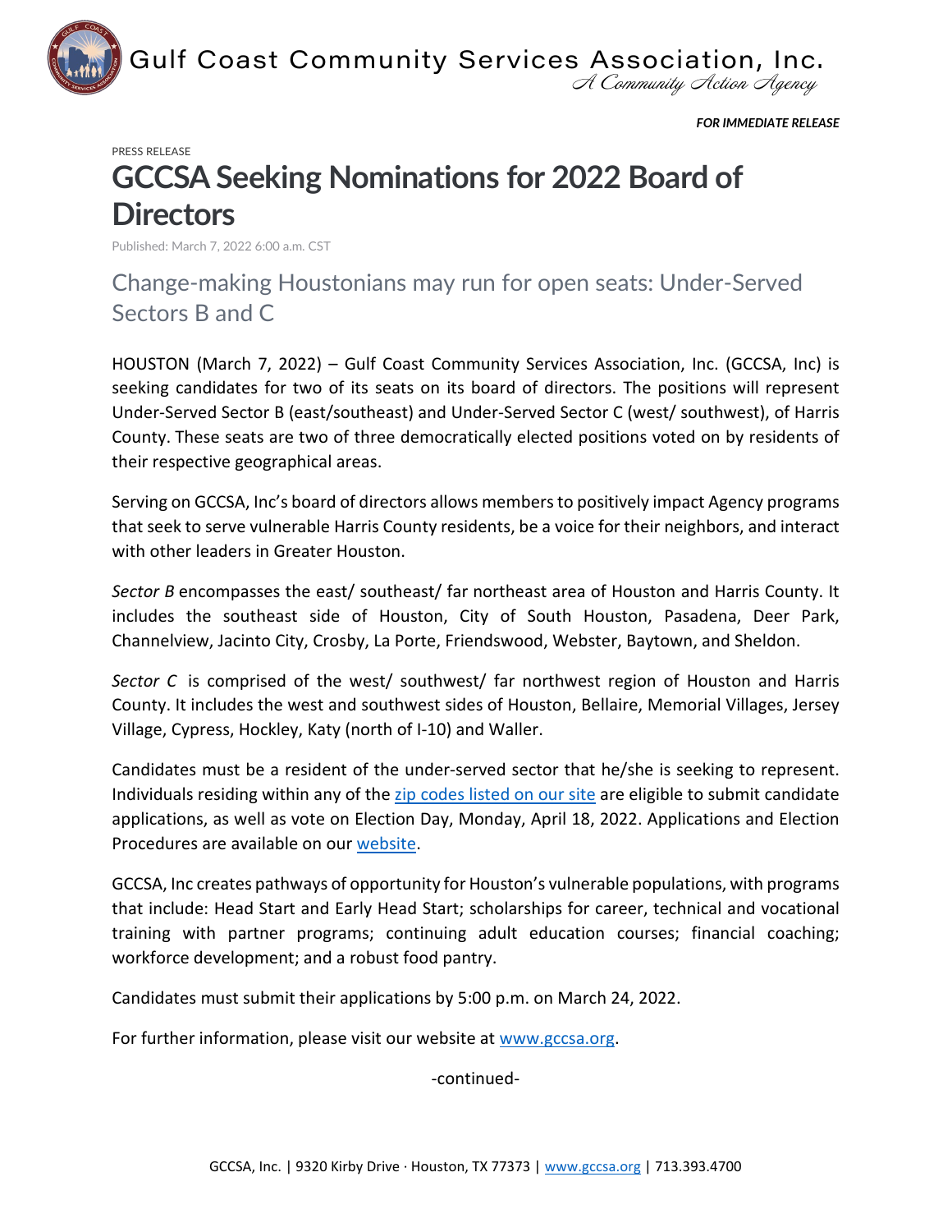Gulf Coast Community Services Association, Inc.
*A Community Action Agency*

***FOR IMMEDIATE RELEASE***

PRESS RELEASE

# GCCSA Seeking Nominations for 2022 Board of Directors

Published: March 7, 2022 6:00 a.m. CST

## Change-making Houstonians may run for open seats: Under-Served Sectors B and C

HOUSTON (March 7, 2022) – Gulf Coast Community Services Association, Inc. (GCCSA, Inc) is seeking candidates for two of its seats on its board of directors. The positions will represent Under-Served Sector B (east/southeast) and Under-Served Sector C (west/ southwest), of Harris County. These seats are two of three democratically elected positions voted on by residents of their respective geographical areas.

Serving on GCCSA, Inc's board of directors allows members to positively impact Agency programs that seek to serve vulnerable Harris County residents, be a voice for their neighbors, and interact with other leaders in Greater Houston.

*Sector B* encompasses the east/ southeast/ far northeast area of Houston and Harris County. It includes the southeast side of Houston, City of South Houston, Pasadena, Deer Park, Channelview, Jacinto City, Crosby, La Porte, Friendswood, Webster, Baytown, and Sheldon.

*Sector C* is comprised of the west/ southwest/ far northwest region of Houston and Harris County. It includes the west and southwest sides of Houston, Bellaire, Memorial Villages, Jersey Village, Cypress, Hockley, Katy (north of I-10) and Waller.

Candidates must be a resident of the under-served sector that he/she is seeking to represent. Individuals residing within any of the zip codes listed on our site are eligible to submit candidate applications, as well as vote on Election Day, Monday, April 18, 2022. Applications and Election Procedures are available on our website.

GCCSA, Inc creates pathways of opportunity for Houston's vulnerable populations, with programs that include: Head Start and Early Head Start; scholarships for career, technical and vocational training with partner programs; continuing adult education courses; financial coaching; workforce development; and a robust food pantry.

Candidates must submit their applications by 5:00 p.m. on March 24, 2022.

For further information, please visit our website at www.gccsa.org.

-continued-

GCCSA, Inc. | 9320 Kirby Drive · Houston, TX 77373 | www.gccsa.org | 713.393.4700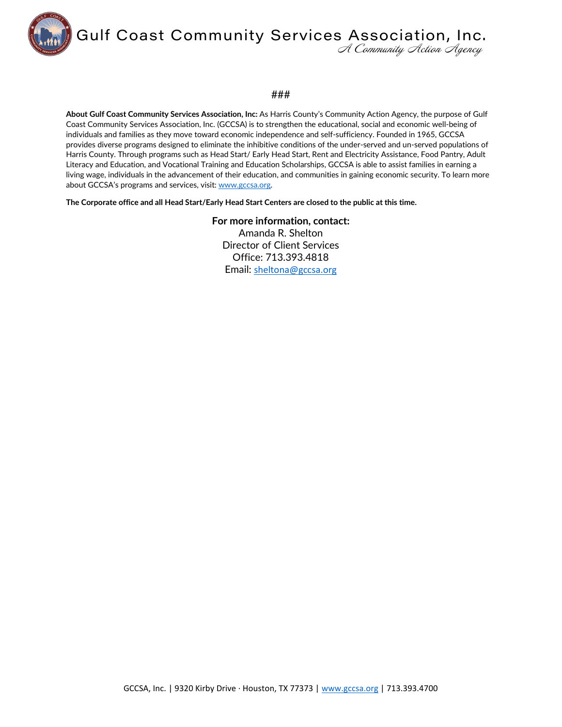\###

**About Gulf Coast Community Services Association, Inc:** As Harris County's Community Action Agency, the purpose of Gulf Coast Community Services Association, Inc. (GCCSA) is to strengthen the educational, social and economic well-being of individuals and families as they move toward economic independence and self-sufficiency. Founded in 1965, GCCSA provides diverse programs designed to eliminate the inhibitive conditions of the under-served and un-served populations of Harris County. Through programs such as Head Start/ Early Head Start, Rent and Electricity Assistance, Food Pantry, Adult Literacy and Education, and Vocational Training and Education Scholarships, GCCSA is able to assist families in earning a living wage, individuals in the advancement of their education, and communities in gaining economic security. To learn more about GCCSA's programs and services, visit: www.gccsa.org.

**The Corporate office and all Head Start/Early Head Start Centers are closed to the public at this time.**

**For more information, contact:**
Amanda R. Shelton
Director of Client Services
Office: 713.393.4818
Email: sheltona@gccsa.org